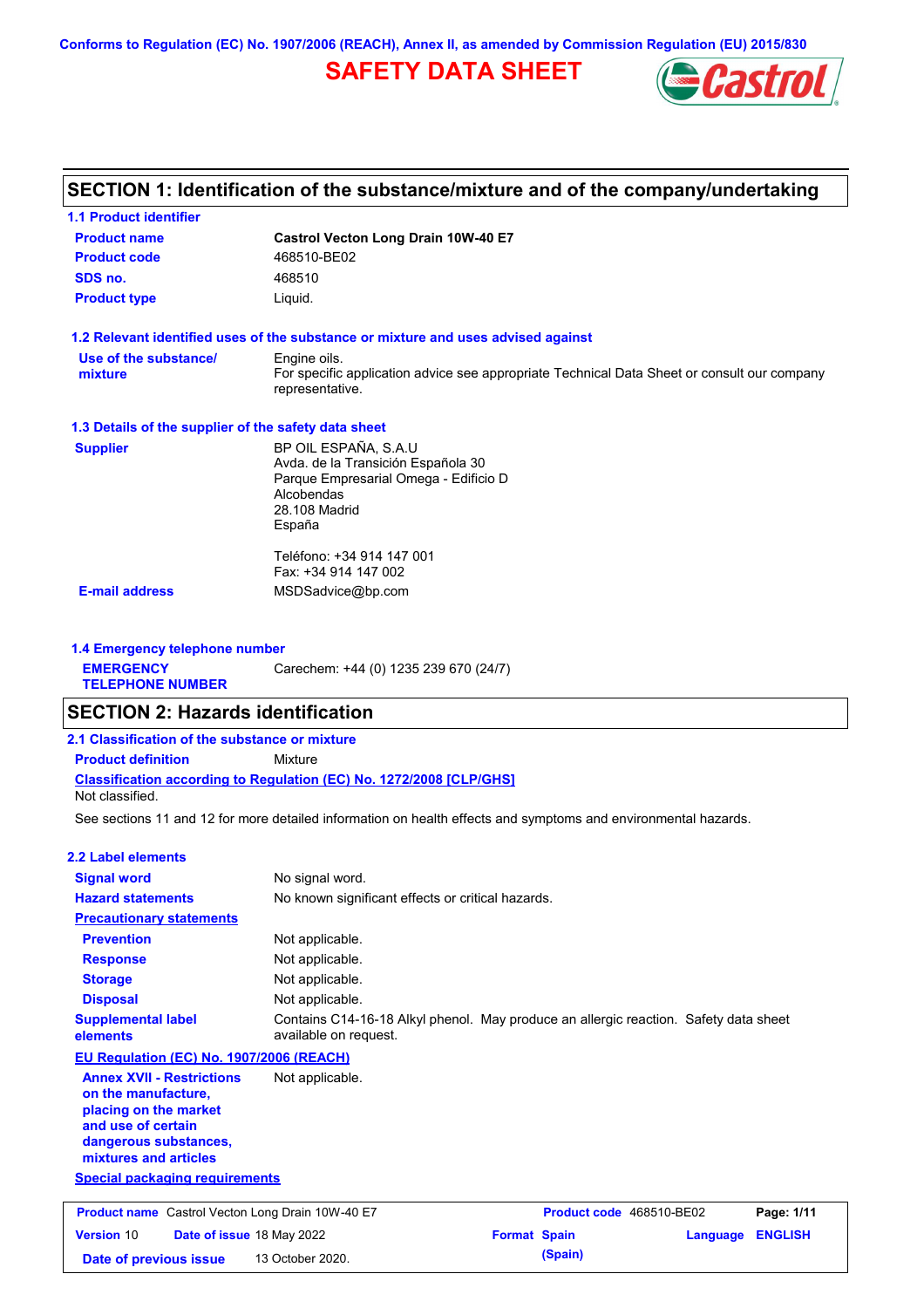Conforms to Regulation (EC) No. 1907/2006 (REACH), Annex II, as amended by Commission Regulation (EU) 2015/830

# SAFETY DATA SHEET

## SECTION 1: Identification of the substance/mixture and of the company/undertaking

### 1.1 Product identifier

| | |
|---|---|
| **Product name** | **Castrol Vecton Long Drain 10W-40 E7** |
| **Product code** | 468510-BE02 |
| **SDS no.** | 468510 |
| **Product type** | Liquid. |

### 1.2 Relevant identified uses of the substance or mixture and uses advised against

| | |
|---|---|
| **Use of the substance/ mixture** | Engine oils.<br>For specific application advice see appropriate Technical Data Sheet or consult our company representative. |

### 1.3 Details of the supplier of the safety data sheet

| | |
|---|---|
| **Supplier** | BP OIL ESPAÑA, S.A.U<br>Avda. de la Transición Española 30<br>Parque Empresarial Omega - Edificio D<br>Alcobendas<br>28.108 Madrid<br>España<br><br>Teléfono: +34 914 147 001<br>Fax: +34 914 147 002 |
| **E-mail address** | MSDSadvice@bp.com |

### 1.4 Emergency telephone number

| | |
|---|---|
| **EMERGENCY TELEPHONE NUMBER** | Carechem: +44 (0) 1235 239 670 (24/7) |

## SECTION 2: Hazards identification

### 2.1 Classification of the substance or mixture

**Product definition** Mixture

**Classification according to Regulation (EC) No. 1272/2008 [CLP/GHS]**

Not classified.

See sections 11 and 12 for more detailed information on health effects and symptoms and environmental hazards.

### 2.2 Label elements

| | |
|---|---|
| **Signal word** | No signal word. |
| **Hazard statements** | No known significant effects or critical hazards. |
| **Precautionary statements** | |
| **Prevention** | Not applicable. |
| **Response** | Not applicable. |
| **Storage** | Not applicable. |
| **Disposal** | Not applicable. |
| **Supplemental label elements** | Contains C14-16-18 Alkyl phenol. May produce an allergic reaction. Safety data sheet available on request. |

**EU Regulation (EC) No. 1907/2006 (REACH)**

| | |
|---|---|
| **Annex XVII - Restrictions on the manufacture, placing on the market and use of certain dangerous substances, mixtures and articles** | Not applicable. |

**Special packaging requirements**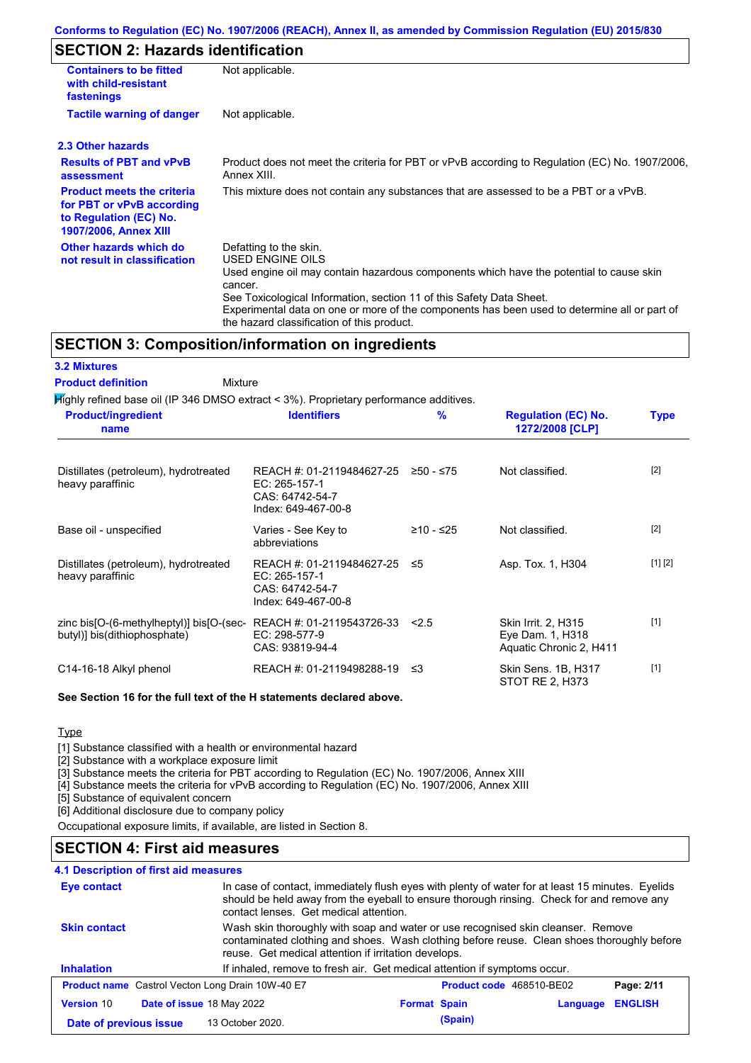## SECTION 2: Hazards identification

| | |
|---|---|
| **Containers to be fitted with child-resistant fastenings** | Not applicable. |
| **Tactile warning of danger** | Not applicable. |

### 2.3 Other hazards

| | |
|---|---|
| **Results of PBT and vPvB assessment** | Product does not meet the criteria for PBT or vPvB according to Regulation (EC) No. 1907/2006, Annex XIII. |
| **Product meets the criteria for PBT or vPvB according to Regulation (EC) No. 1907/2006, Annex XIII** | This mixture does not contain any substances that are assessed to be a PBT or a vPvB. |
| **Other hazards which do not result in classification** | Defatting to the skin.<br>USED ENGINE OILS<br>Used engine oil may contain hazardous components which have the potential to cause skin cancer.<br>See Toxicological Information, section 11 of this Safety Data Sheet.<br>Experimental data on one or more of the components has been used to determine all or part of the hazard classification of this product. |

## SECTION 3: Composition/information on ingredients

### 3.2 Mixtures

**Product definition** Mixture

Highly refined base oil (IP 346 DMSO extract < 3%). Proprietary performance additives.

| Product/ingredient name | Identifiers | % | Regulation (EC) No. 1272/2008 [CLP] | Type |
|---|---|---|---|---|
| Distillates (petroleum), hydrotreated heavy paraffinic | REACH #: 01-2119484627-25<br>EC: 265-157-1<br>CAS: 64742-54-7<br>Index: 649-467-00-8 | ≥50 - ≤75 | Not classified. | [2] |
| Base oil - unspecified | Varies - See Key to abbreviations | ≥10 - ≤25 | Not classified. | [2] |
| Distillates (petroleum), hydrotreated heavy paraffinic | REACH #: 01-2119484627-25<br>EC: 265-157-1<br>CAS: 64742-54-7<br>Index: 649-467-00-8 | ≤5 | Asp. Tox. 1, H304 | [1] [2] |
| zinc bis[O-(6-methylheptyl)] bis[O-(sec-butyl)] bis(dithiophosphate) | REACH #: 01-2119543726-33<br>EC: 298-577-9<br>CAS: 93819-94-4 | <2.5 | Skin Irrit. 2, H315<br>Eye Dam. 1, H318<br>Aquatic Chronic 2, H411 | [1] |
| C14-16-18 Alkyl phenol | REACH #: 01-2119498288-19 | ≤3 | Skin Sens. 1B, H317<br>STOT RE 2, H373 | [1] |

**See Section 16 for the full text of the H statements declared above.**

Type

[1] Substance classified with a health or environmental hazard
[2] Substance with a workplace exposure limit
[3] Substance meets the criteria for PBT according to Regulation (EC) No. 1907/2006, Annex XIII
[4] Substance meets the criteria for vPvB according to Regulation (EC) No. 1907/2006, Annex XIII
[5] Substance of equivalent concern
[6] Additional disclosure due to company policy

Occupational exposure limits, if available, are listed in Section 8.

## SECTION 4: First aid measures

### 4.1 Description of first aid measures

| | |
|---|---|
| **Eye contact** | In case of contact, immediately flush eyes with plenty of water for at least 15 minutes. Eyelids should be held away from the eyeball to ensure thorough rinsing. Check for and remove any contact lenses. Get medical attention. |
| **Skin contact** | Wash skin thoroughly with soap and water or use recognised skin cleanser. Remove contaminated clothing and shoes. Wash clothing before reuse. Clean shoes thoroughly before reuse. Get medical attention if irritation develops. |
| **Inhalation** | If inhaled, remove to fresh air. Get medical attention if symptoms occur. |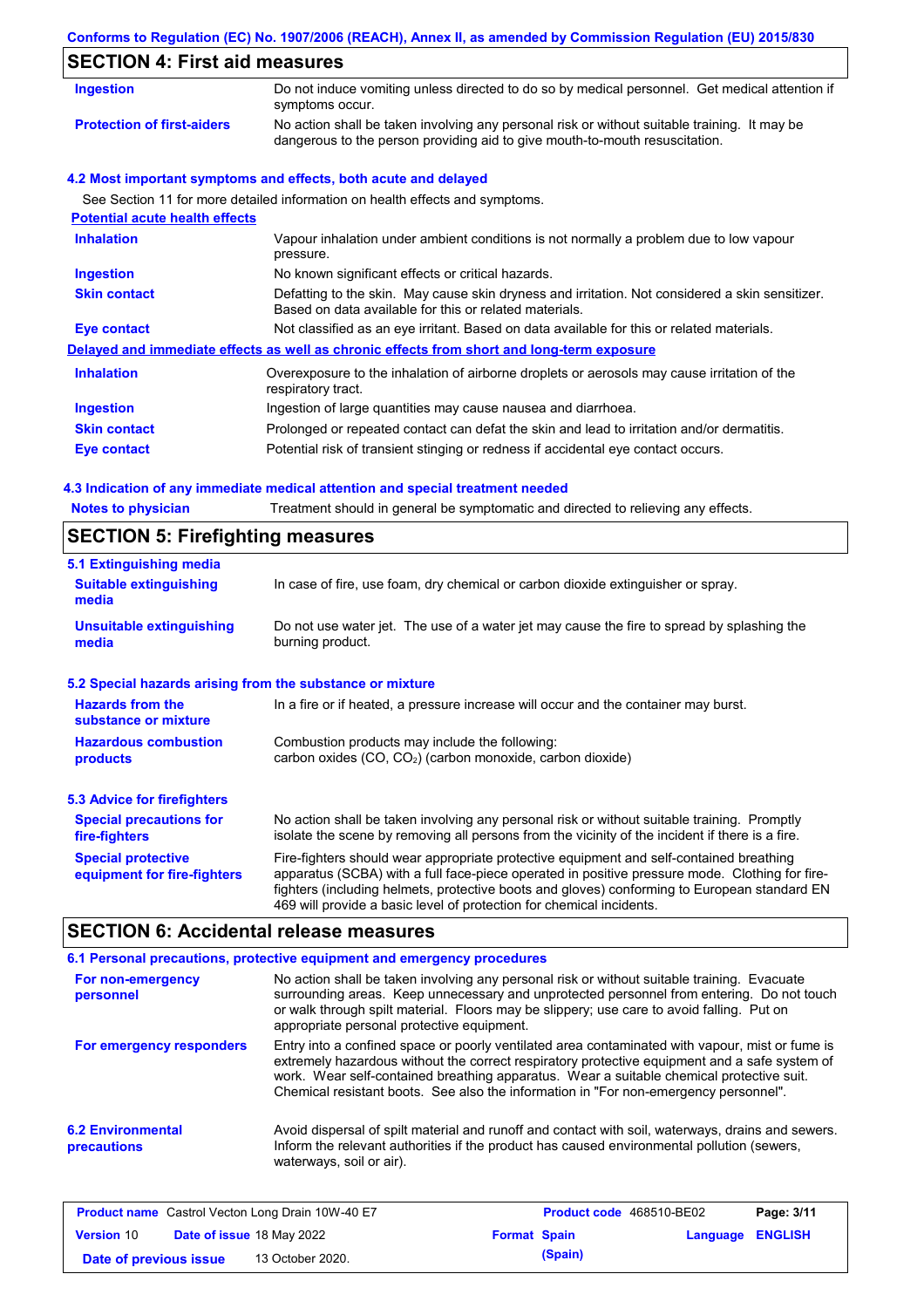## SECTION 4: First aid measures

| | |
|---|---|
| **Ingestion** | Do not induce vomiting unless directed to do so by medical personnel. Get medical attention if symptoms occur. |
| **Protection of first-aiders** | No action shall be taken involving any personal risk or without suitable training. It may be dangerous to the person providing aid to give mouth-to-mouth resuscitation. |

### 4.2 Most important symptoms and effects, both acute and delayed

See Section 11 for more detailed information on health effects and symptoms.

**Potential acute health effects**

| | |
|---|---|
| **Inhalation** | Vapour inhalation under ambient conditions is not normally a problem due to low vapour pressure. |
| **Ingestion** | No known significant effects or critical hazards. |
| **Skin contact** | Defatting to the skin. May cause skin dryness and irritation. Not considered a skin sensitizer. Based on data available for this or related materials. |
| **Eye contact** | Not classified as an eye irritant. Based on data available for this or related materials. |

**Delayed and immediate effects as well as chronic effects from short and long-term exposure**

| | |
|---|---|
| **Inhalation** | Overexposure to the inhalation of airborne droplets or aerosols may cause irritation of the respiratory tract. |
| **Ingestion** | Ingestion of large quantities may cause nausea and diarrhoea. |
| **Skin contact** | Prolonged or repeated contact can defat the skin and lead to irritation and/or dermatitis. |
| **Eye contact** | Potential risk of transient stinging or redness if accidental eye contact occurs. |

### 4.3 Indication of any immediate medical attention and special treatment needed

| | |
|---|---|
| **Notes to physician** | Treatment should in general be symptomatic and directed to relieving any effects. |

## SECTION 5: Firefighting measures

### 5.1 Extinguishing media

| | |
|---|---|
| **Suitable extinguishing media** | In case of fire, use foam, dry chemical or carbon dioxide extinguisher or spray. |
| **Unsuitable extinguishing media** | Do not use water jet. The use of a water jet may cause the fire to spread by splashing the burning product. |

### 5.2 Special hazards arising from the substance or mixture

| | |
|---|---|
| **Hazards from the substance or mixture** | In a fire or if heated, a pressure increase will occur and the container may burst. |
| **Hazardous combustion products** | Combustion products may include the following: carbon oxides (CO, $CO_2$) (carbon monoxide, carbon dioxide) |

### 5.3 Advice for firefighters

| | |
|---|---|
| **Special precautions for fire-fighters** | No action shall be taken involving any personal risk or without suitable training. Promptly isolate the scene by removing all persons from the vicinity of the incident if there is a fire. |
| **Special protective equipment for fire-fighters** | Fire-fighters should wear appropriate protective equipment and self-contained breathing apparatus (SCBA) with a full face-piece operated in positive pressure mode. Clothing for fire-fighters (including helmets, protective boots and gloves) conforming to European standard EN 469 will provide a basic level of protection for chemical incidents. |

## SECTION 6: Accidental release measures

### 6.1 Personal precautions, protective equipment and emergency procedures

| | |
|---|---|
| **For non-emergency personnel** | No action shall be taken involving any personal risk or without suitable training. Evacuate surrounding areas. Keep unnecessary and unprotected personnel from entering. Do not touch or walk through spilt material. Floors may be slippery; use care to avoid falling. Put on appropriate personal protective equipment. |
| **For emergency responders** | Entry into a confined space or poorly ventilated area contaminated with vapour, mist or fume is extremely hazardous without the correct respiratory protective equipment and a safe system of work. Wear self-contained breathing apparatus. Wear a suitable chemical protective suit. Chemical resistant boots. See also the information in "For non-emergency personnel". |

| | |
|---|---|
| **6.2 Environmental precautions** | Avoid dispersal of spilt material and runoff and contact with soil, waterways, drains and sewers. Inform the relevant authorities if the product has caused environmental pollution (sewers, waterways, soil or air). |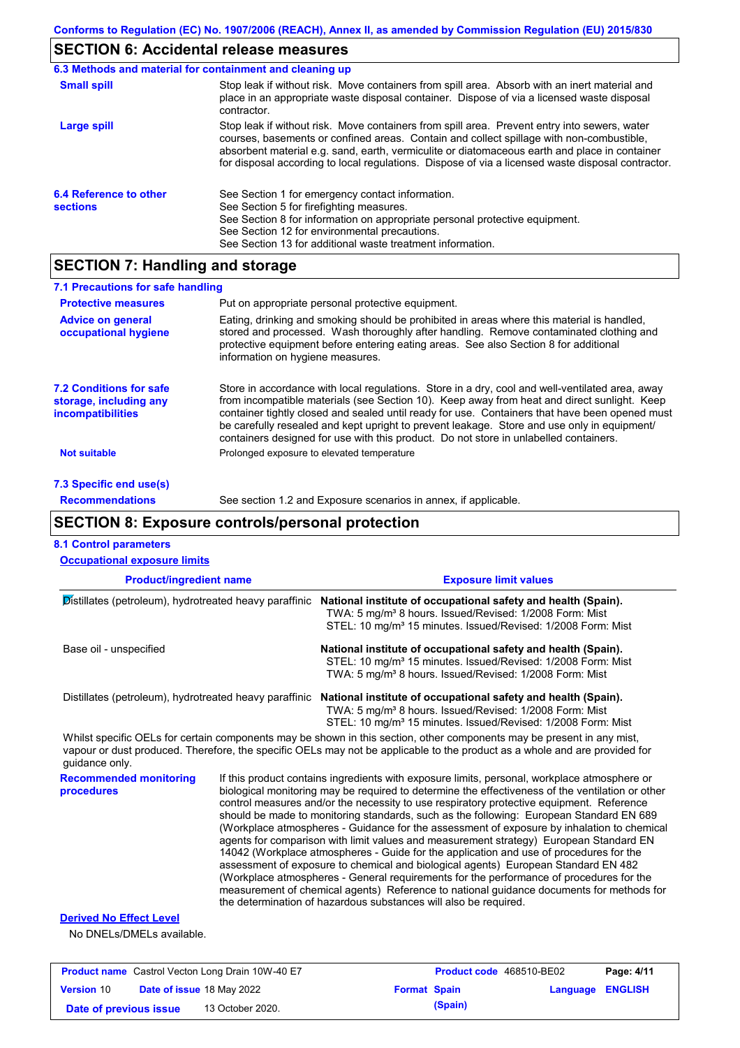## SECTION 6: Accidental release measures

### 6.3 Methods and material for containment and cleaning up

**Small spill** — Stop leak if without risk. Move containers from spill area. Absorb with an inert material and place in an appropriate waste disposal container. Dispose of via a licensed waste disposal contractor.

**Large spill** — Stop leak if without risk. Move containers from spill area. Prevent entry into sewers, water courses, basements or confined areas. Contain and collect spillage with non-combustible, absorbent material e.g. sand, earth, vermiculite or diatomaceous earth and place in container for disposal according to local regulations. Dispose of via a licensed waste disposal contractor.

### 6.4 Reference to other sections

See Section 1 for emergency contact information.
See Section 5 for firefighting measures.
See Section 8 for information on appropriate personal protective equipment.
See Section 12 for environmental precautions.
See Section 13 for additional waste treatment information.

## SECTION 7: Handling and storage

### 7.1 Precautions for safe handling

**Protective measures** — Put on appropriate personal protective equipment.

**Advice on general occupational hygiene** — Eating, drinking and smoking should be prohibited in areas where this material is handled, stored and processed. Wash thoroughly after handling. Remove contaminated clothing and protective equipment before entering eating areas. See also Section 8 for additional information on hygiene measures.

### 7.2 Conditions for safe storage, including any incompatibilities

Store in accordance with local regulations. Store in a dry, cool and well-ventilated area, away from incompatible materials (see Section 10). Keep away from heat and direct sunlight. Keep container tightly closed and sealed until ready for use. Containers that have been opened must be carefully resealed and kept upright to prevent leakage. Store and use only in equipment/containers designed for use with this product. Do not store in unlabelled containers.

**Not suitable** — Prolonged exposure to elevated temperature

### 7.3 Specific end use(s)

**Recommendations** — See section 1.2 and Exposure scenarios in annex, if applicable.

## SECTION 8: Exposure controls/personal protection

### 8.1 Control parameters

**Occupational exposure limits**

| Product/ingredient name | Exposure limit values |
|---|---|
| Distillates (petroleum), hydrotreated heavy paraffinic | **National institute of occupational safety and health (Spain).** TWA: 5 mg/m³ 8 hours. Issued/Revised: 1/2008 Form: Mist STEL: 10 mg/m³ 15 minutes. Issued/Revised: 1/2008 Form: Mist |
| Base oil - unspecified | **National institute of occupational safety and health (Spain).** STEL: 10 mg/m³ 15 minutes. Issued/Revised: 1/2008 Form: Mist TWA: 5 mg/m³ 8 hours. Issued/Revised: 1/2008 Form: Mist |
| Distillates (petroleum), hydrotreated heavy paraffinic | **National institute of occupational safety and health (Spain).** TWA: 5 mg/m³ 8 hours. Issued/Revised: 1/2008 Form: Mist STEL: 10 mg/m³ 15 minutes. Issued/Revised: 1/2008 Form: Mist |

Whilst specific OELs for certain components may be shown in this section, other components may be present in any mist, vapour or dust produced. Therefore, the specific OELs may not be applicable to the product as a whole and are provided for guidance only.

**Recommended monitoring procedures** — If this product contains ingredients with exposure limits, personal, workplace atmosphere or biological monitoring may be required to determine the effectiveness of the ventilation or other control measures and/or the necessity to use respiratory protective equipment. Reference should be made to monitoring standards, such as the following: European Standard EN 689 (Workplace atmospheres - Guidance for the assessment of exposure by inhalation to chemical agents for comparison with limit values and measurement strategy) European Standard EN 14042 (Workplace atmospheres - Guide for the application and use of procedures for the assessment of exposure to chemical and biological agents) European Standard EN 482 (Workplace atmospheres - General requirements for the performance of procedures for the measurement of chemical agents) Reference to national guidance documents for methods for the determination of hazardous substances will also be required.

**Derived No Effect Level**

No DNELs/DMELs available.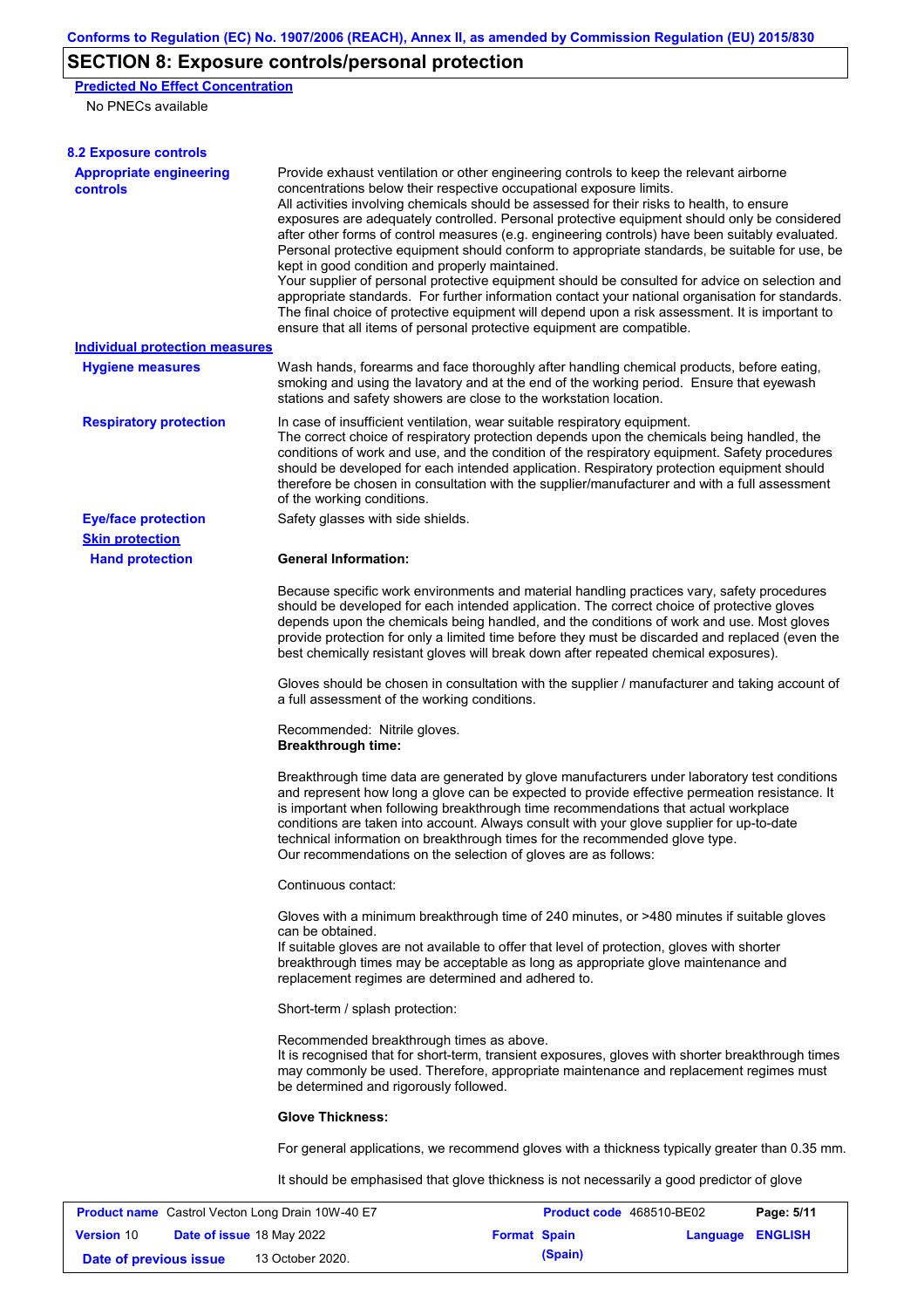## SECTION 8: Exposure controls/personal protection

**Predicted No Effect Concentration**

No PNECs available

### 8.2 Exposure controls

**Appropriate engineering controls**

Provide exhaust ventilation or other engineering controls to keep the relevant airborne concentrations below their respective occupational exposure limits.
All activities involving chemicals should be assessed for their risks to health, to ensure exposures are adequately controlled. Personal protective equipment should only be considered after other forms of control measures (e.g. engineering controls) have been suitably evaluated. Personal protective equipment should conform to appropriate standards, be suitable for use, be kept in good condition and properly maintained.
Your supplier of personal protective equipment should be consulted for advice on selection and appropriate standards. For further information contact your national organisation for standards. The final choice of protective equipment will depend upon a risk assessment. It is important to ensure that all items of personal protective equipment are compatible.

**Individual protection measures**

**Hygiene measures**

Wash hands, forearms and face thoroughly after handling chemical products, before eating, smoking and using the lavatory and at the end of the working period. Ensure that eyewash stations and safety showers are close to the workstation location.

**Respiratory protection**

In case of insufficient ventilation, wear suitable respiratory equipment.
The correct choice of respiratory protection depends upon the chemicals being handled, the conditions of work and use, and the condition of the respiratory equipment. Safety procedures should be developed for each intended application. Respiratory protection equipment should therefore be chosen in consultation with the supplier/manufacturer and with a full assessment of the working conditions.

**Eye/face protection**

Safety glasses with side shields.

**Skin protection**

**Hand protection**

**General Information:**

Because specific work environments and material handling practices vary, safety procedures should be developed for each intended application. The correct choice of protective gloves depends upon the chemicals being handled, and the conditions of work and use. Most gloves provide protection for only a limited time before they must be discarded and replaced (even the best chemically resistant gloves will break down after repeated chemical exposures).

Gloves should be chosen in consultation with the supplier / manufacturer and taking account of a full assessment of the working conditions.

Recommended: Nitrile gloves.
**Breakthrough time:**

Breakthrough time data are generated by glove manufacturers under laboratory test conditions and represent how long a glove can be expected to provide effective permeation resistance. It is important when following breakthrough time recommendations that actual workplace conditions are taken into account. Always consult with your glove supplier for up-to-date technical information on breakthrough times for the recommended glove type.
Our recommendations on the selection of gloves are as follows:

Continuous contact:

Gloves with a minimum breakthrough time of 240 minutes, or >480 minutes if suitable gloves can be obtained.
If suitable gloves are not available to offer that level of protection, gloves with shorter breakthrough times may be acceptable as long as appropriate glove maintenance and replacement regimes are determined and adhered to.

Short-term / splash protection:

Recommended breakthrough times as above.
It is recognised that for short-term, transient exposures, gloves with shorter breakthrough times may commonly be used. Therefore, appropriate maintenance and replacement regimes must be determined and rigorously followed.

**Glove Thickness:**

For general applications, we recommend gloves with a thickness typically greater than 0.35 mm.

It should be emphasised that glove thickness is not necessarily a good predictor of glove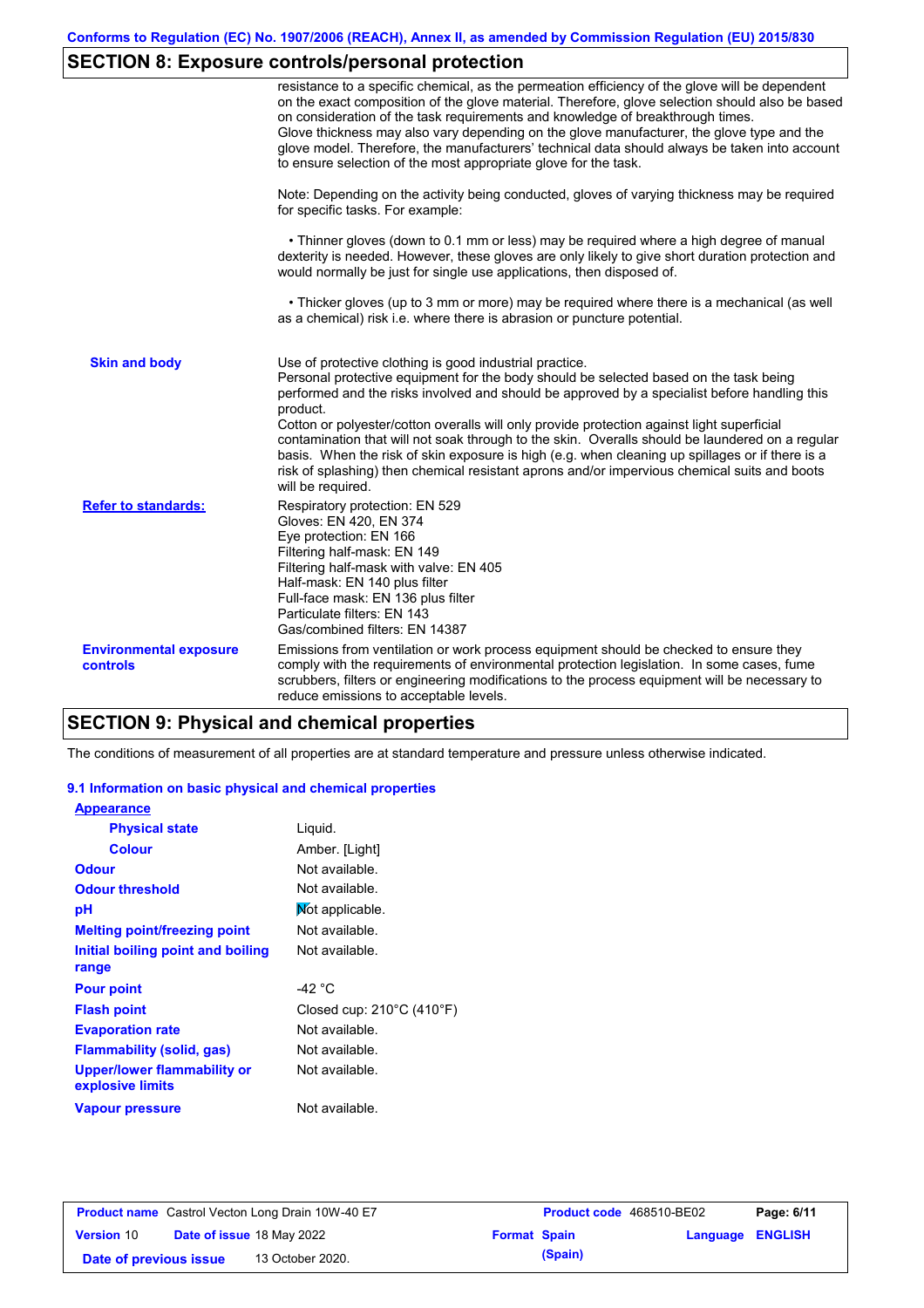## SECTION 8: Exposure controls/personal protection

resistance to a specific chemical, as the permeation efficiency of the glove will be dependent on the exact composition of the glove material. Therefore, glove selection should also be based on consideration of the task requirements and knowledge of breakthrough times.
Glove thickness may also vary depending on the glove manufacturer, the glove type and the glove model. Therefore, the manufacturers' technical data should always be taken into account to ensure selection of the most appropriate glove for the task.

Note: Depending on the activity being conducted, gloves of varying thickness may be required for specific tasks. For example:

• Thinner gloves (down to 0.1 mm or less) may be required where a high degree of manual dexterity is needed. However, these gloves are only likely to give short duration protection and would normally be just for single use applications, then disposed of.

• Thicker gloves (up to 3 mm or more) may be required where there is a mechanical (as well as a chemical) risk i.e. where there is abrasion or puncture potential.

**Skin and body**

Use of protective clothing is good industrial practice.
Personal protective equipment for the body should be selected based on the task being performed and the risks involved and should be approved by a specialist before handling this product.
Cotton or polyester/cotton overalls will only provide protection against light superficial contamination that will not soak through to the skin. Overalls should be laundered on a regular basis. When the risk of skin exposure is high (e.g. when cleaning up spillages or if there is a risk of splashing) then chemical resistant aprons and/or impervious chemical suits and boots will be required.

**Refer to standards:**

Respiratory protection: EN 529
Gloves: EN 420, EN 374
Eye protection: EN 166
Filtering half-mask: EN 149
Filtering half-mask with valve: EN 405
Half-mask: EN 140 plus filter
Full-face mask: EN 136 plus filter
Particulate filters: EN 143
Gas/combined filters: EN 14387

**Environmental exposure controls**

Emissions from ventilation or work process equipment should be checked to ensure they comply with the requirements of environmental protection legislation. In some cases, fume scrubbers, filters or engineering modifications to the process equipment will be necessary to reduce emissions to acceptable levels.

## SECTION 9: Physical and chemical properties

The conditions of measurement of all properties are at standard temperature and pressure unless otherwise indicated.

### 9.1 Information on basic physical and chemical properties

| | |
|---|---|
| **Appearance** | |
| **Physical state** | Liquid. |
| **Colour** | Amber. [Light] |
| **Odour** | Not available. |
| **Odour threshold** | Not available. |
| **pH** | Not applicable. |
| **Melting point/freezing point** | Not available. |
| **Initial boiling point and boiling range** | Not available. |
| **Pour point** | -42 °C |
| **Flash point** | Closed cup: 210°C (410°F) |
| **Evaporation rate** | Not available. |
| **Flammability (solid, gas)** | Not available. |
| **Upper/lower flammability or explosive limits** | Not available. |
| **Vapour pressure** | Not available. |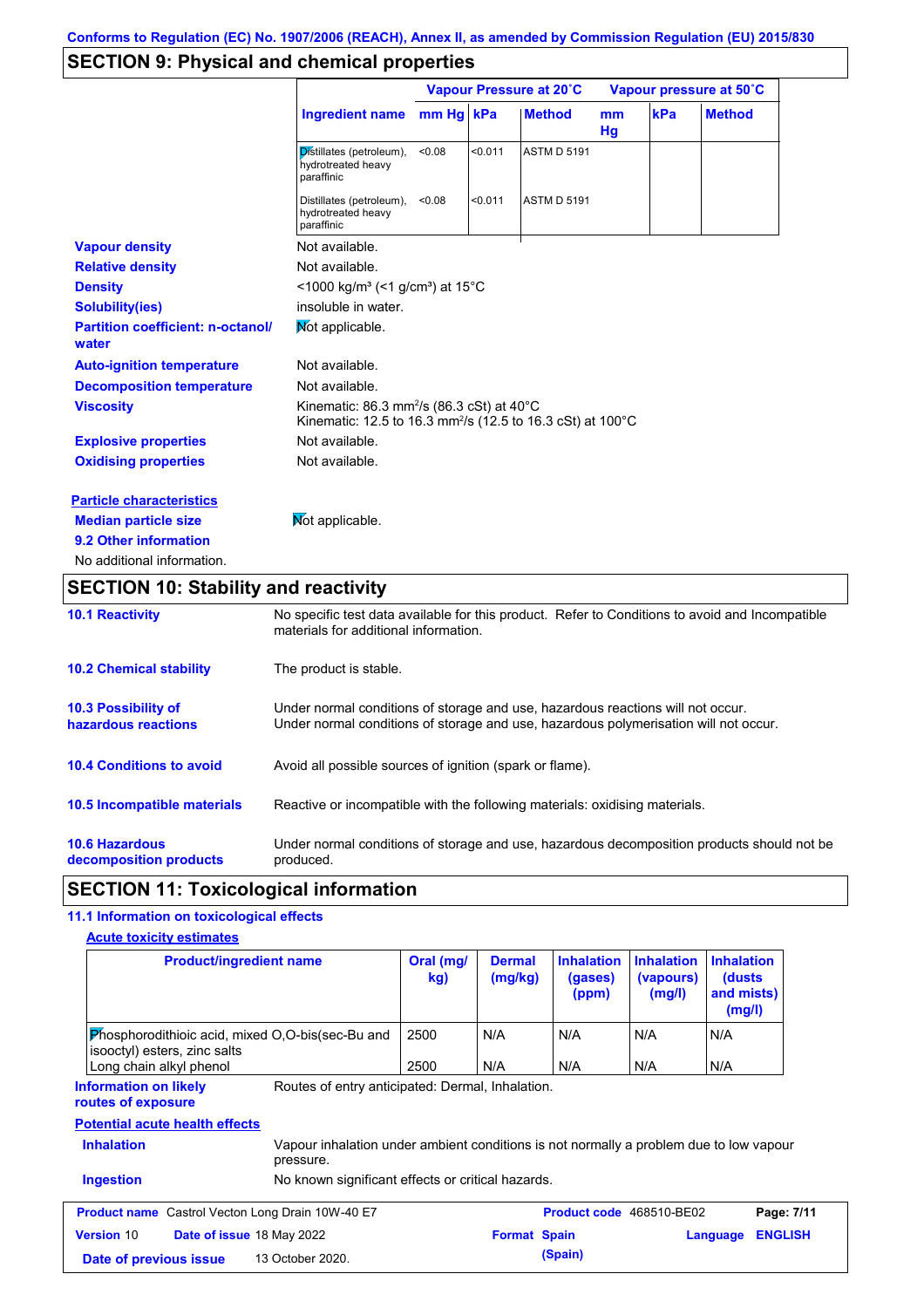Conforms to Regulation (EC) No. 1907/2006 (REACH), Annex II, as amended by Commission Regulation (EU) 2015/830

## SECTION 9: Physical and chemical properties

| | Vapour Pressure at 20˚C | | | Vapour pressure at 50˚C | | |
|---|---|---|---|---|---|---|
| **Ingredient name** | **mm Hg** | **kPa** | **Method** | **mm Hg** | **kPa** | **Method** |
| Distillates (petroleum), hydrotreated heavy paraffinic | <0.08 | <0.011 | ASTM D 5191 | | | |
| Distillates (petroleum), hydrotreated heavy paraffinic | <0.08 | <0.011 | ASTM D 5191 | | | |

**Vapour density** Not available.

**Relative density** Not available.

**Density** <1000 kg/m³ (<1 g/cm³) at 15°C

**Solubility(ies)** insoluble in water.

**Partition coefficient: n-octanol/water** Not applicable.

**Auto-ignition temperature** Not available.

**Decomposition temperature** Not available.

**Viscosity** Kinematic: 86.3 mm²/s (86.3 cSt) at 40°C
Kinematic: 12.5 to 16.3 mm²/s (12.5 to 16.3 cSt) at 100°C

**Explosive properties** Not available.

**Oxidising properties** Not available.

**Particle characteristics**

**Median particle size** Not applicable.

**9.2 Other information**

No additional information.

## SECTION 10: Stability and reactivity

**10.1 Reactivity** No specific test data available for this product. Refer to Conditions to avoid and Incompatible materials for additional information.

**10.2 Chemical stability** The product is stable.

**10.3 Possibility of hazardous reactions** Under normal conditions of storage and use, hazardous reactions will not occur.
Under normal conditions of storage and use, hazardous polymerisation will not occur.

**10.4 Conditions to avoid** Avoid all possible sources of ignition (spark or flame).

**10.5 Incompatible materials** Reactive or incompatible with the following materials: oxidising materials.

**10.6 Hazardous decomposition products** Under normal conditions of storage and use, hazardous decomposition products should not be produced.

## SECTION 11: Toxicological information

**11.1 Information on toxicological effects**

**Acute toxicity estimates**

| Product/ingredient name | Oral (mg/kg) | Dermal (mg/kg) | Inhalation (gases) (ppm) | Inhalation (vapours) (mg/l) | Inhalation (dusts and mists) (mg/l) |
|---|---|---|---|---|---|
| Phosphorodithioic acid, mixed O,O-bis(sec-Bu and isooctyl) esters, zinc salts | 2500 | N/A | N/A | N/A | N/A |
| Long chain alkyl phenol | 2500 | N/A | N/A | N/A | N/A |

**Information on likely routes of exposure** Routes of entry anticipated: Dermal, Inhalation.

**Potential acute health effects**

**Inhalation** Vapour inhalation under ambient conditions is not normally a problem due to low vapour pressure.

**Ingestion** No known significant effects or critical hazards.

| | | | |
|---|---|---|---|
| **Product name** Castrol Vecton Long Drain 10W-40 E7 | | **Product code** 468510-BE02 | |
| **Version** 10 | **Date of issue** 18 May 2022 | **Format** Spain (Spain) | **Language** ENGLISH |
| **Date of previous issue** 13 October 2020. | | | |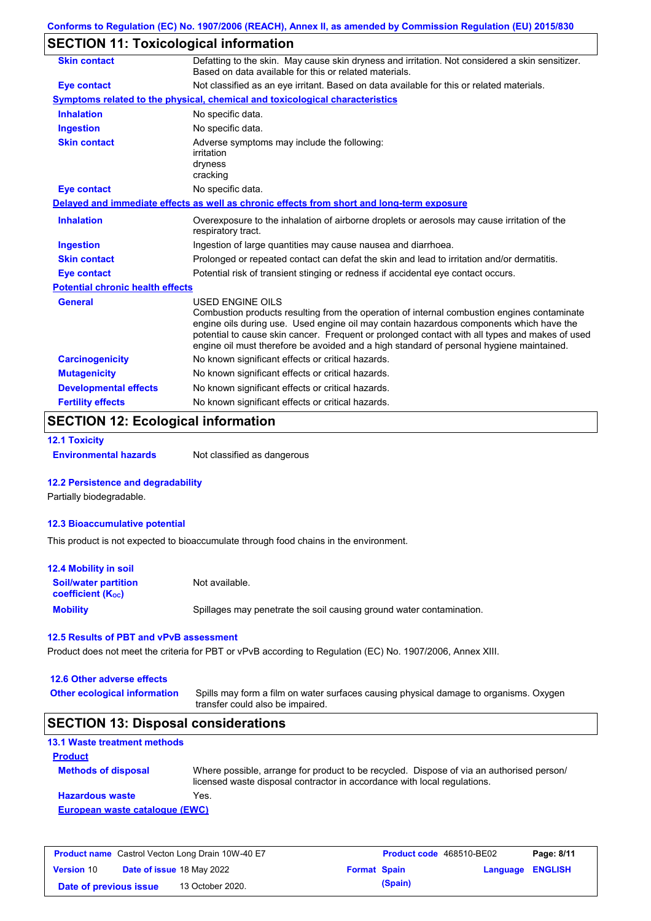## SECTION 11: Toxicological information

| | |
|---|---|
| **Skin contact** | Defatting to the skin. May cause skin dryness and irritation. Not considered a skin sensitizer. Based on data available for this or related materials. |
| **Eye contact** | Not classified as an eye irritant. Based on data available for this or related materials. |

**Symptoms related to the physical, chemical and toxicological characteristics**

| | |
|---|---|
| **Inhalation** | No specific data. |
| **Ingestion** | No specific data. |
| **Skin contact** | Adverse symptoms may include the following:<br>irritation<br>dryness<br>cracking |
| **Eye contact** | No specific data. |

**Delayed and immediate effects as well as chronic effects from short and long-term exposure**

| | |
|---|---|
| **Inhalation** | Overexposure to the inhalation of airborne droplets or aerosols may cause irritation of the respiratory tract. |
| **Ingestion** | Ingestion of large quantities may cause nausea and diarrhoea. |
| **Skin contact** | Prolonged or repeated contact can defat the skin and lead to irritation and/or dermatitis. |
| **Eye contact** | Potential risk of transient stinging or redness if accidental eye contact occurs. |

**Potential chronic health effects**

| | |
|---|---|
| **General** | USED ENGINE OILS<br>Combustion products resulting from the operation of internal combustion engines contaminate engine oils during use. Used engine oil may contain hazardous components which have the potential to cause skin cancer. Frequent or prolonged contact with all types and makes of used engine oil must therefore be avoided and a high standard of personal hygiene maintained. |
| **Carcinogenicity** | No known significant effects or critical hazards. |
| **Mutagenicity** | No known significant effects or critical hazards. |
| **Developmental effects** | No known significant effects or critical hazards. |
| **Fertility effects** | No known significant effects or critical hazards. |

## SECTION 12: Ecological information

### 12.1 Toxicity

**Environmental hazards** Not classified as dangerous

### 12.2 Persistence and degradability

Partially biodegradable.

### 12.3 Bioaccumulative potential

This product is not expected to bioaccumulate through food chains in the environment.

### 12.4 Mobility in soil

| | |
|---|---|
| **Soil/water partition coefficient ($K_{OC}$)** | Not available. |
| **Mobility** | Spillages may penetrate the soil causing ground water contamination. |

### 12.5 Results of PBT and vPvB assessment

Product does not meet the criteria for PBT or vPvB according to Regulation (EC) No. 1907/2006, Annex XIII.

### 12.6 Other adverse effects

**Other ecological information** Spills may form a film on water surfaces causing physical damage to organisms. Oxygen transfer could also be impaired.

## SECTION 13: Disposal considerations

### 13.1 Waste treatment methods

**Product**

| | |
|---|---|
| **Methods of disposal** | Where possible, arrange for product to be recycled. Dispose of via an authorised person/ licensed waste disposal contractor in accordance with local regulations. |
| **Hazardous waste** | Yes. |

**European waste catalogue (EWC)**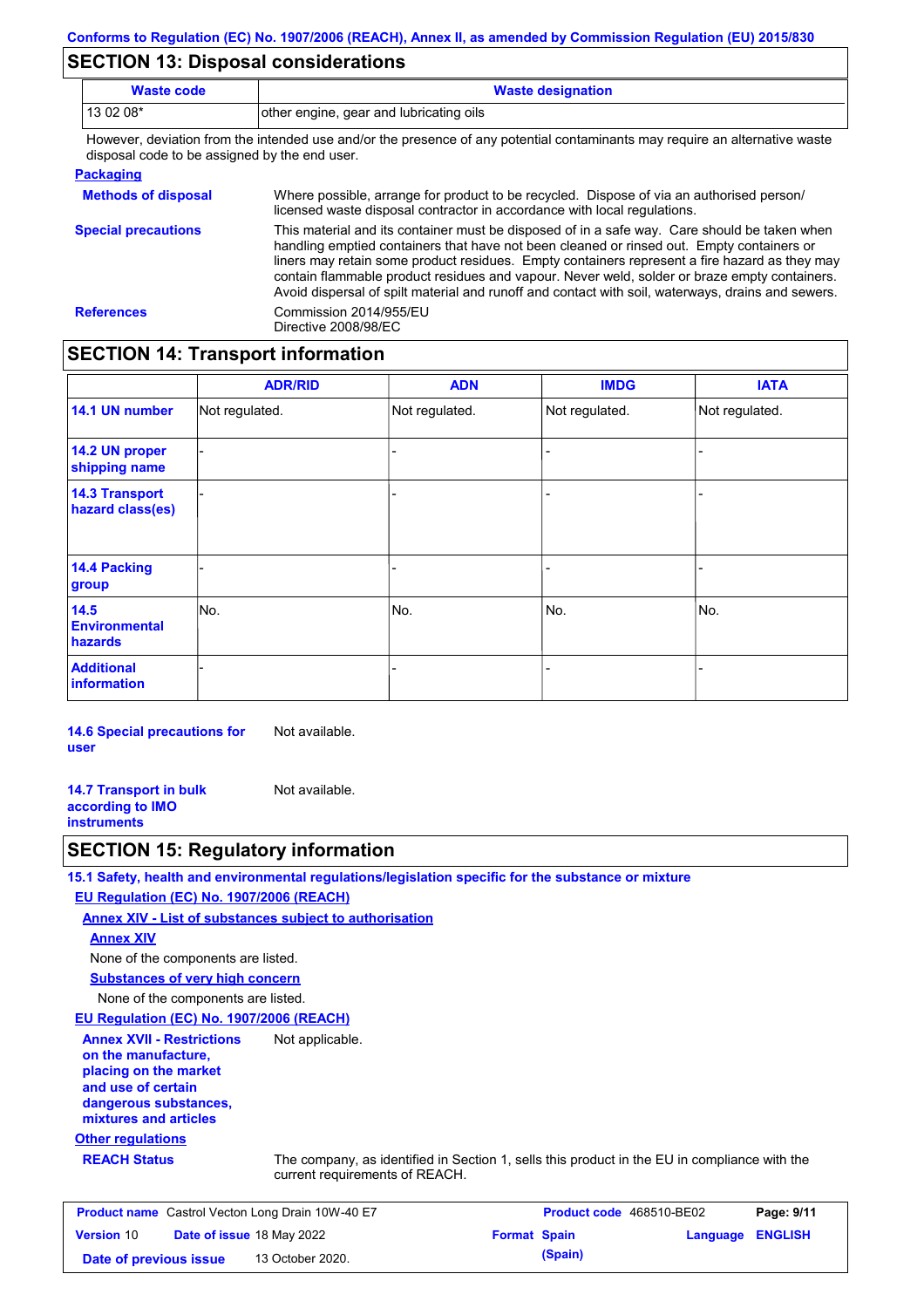## SECTION 13: Disposal considerations

| Waste code | Waste designation |
| --- | --- |
| 13 02 08* | other engine, gear and lubricating oils |

However, deviation from the intended use and/or the presence of any potential contaminants may require an alternative waste disposal code to be assigned by the end user.

**Packaging**

**Methods of disposal**
Where possible, arrange for product to be recycled. Dispose of via an authorised person/ licensed waste disposal contractor in accordance with local regulations.

**Special precautions**
This material and its container must be disposed of in a safe way. Care should be taken when handling emptied containers that have not been cleaned or rinsed out. Empty containers or liners may retain some product residues. Empty containers represent a fire hazard as they may contain flammable product residues and vapour. Never weld, solder or braze empty containers. Avoid dispersal of spilt material and runoff and contact with soil, waterways, drains and sewers.

**References**
Commission 2014/955/EU
Directive 2008/98/EC

## SECTION 14: Transport information

| | ADR/RID | ADN | IMDG | IATA |
| --- | --- | --- | --- | --- |
| 14.1 UN number | Not regulated. | Not regulated. | Not regulated. | Not regulated. |
| 14.2 UN proper shipping name | - | - | - | - |
| 14.3 Transport hazard class(es) | - | - | - | - |
| 14.4 Packing group | - | - | - | - |
| 14.5 Environmental hazards | No. | No. | No. | No. |
| Additional information | - | - | - | - |

**14.6 Special precautions for user** Not available.

**14.7 Transport in bulk according to IMO instruments** Not available.

## SECTION 15: Regulatory information

**15.1 Safety, health and environmental regulations/legislation specific for the substance or mixture**

**EU Regulation (EC) No. 1907/2006 (REACH)**

**Annex XIV - List of substances subject to authorisation**

**Annex XIV**

None of the components are listed.

**Substances of very high concern**

None of the components are listed.

**EU Regulation (EC) No. 1907/2006 (REACH)**

**Annex XVII - Restrictions on the manufacture, placing on the market and use of certain dangerous substances, mixtures and articles** Not applicable.

**Other regulations**

**REACH Status**
The company, as identified in Section 1, sells this product in the EU in compliance with the current requirements of REACH.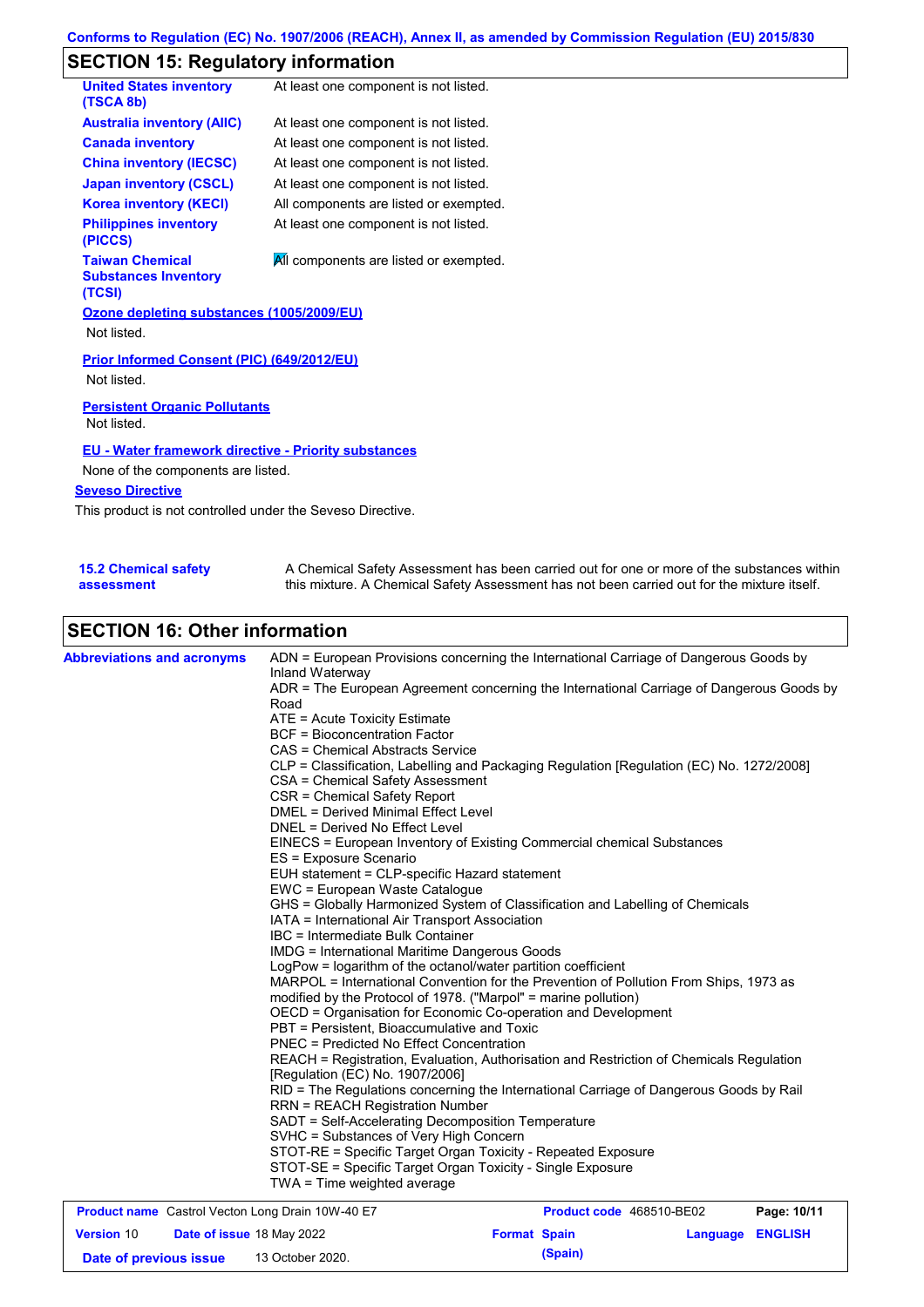## SECTION 15: Regulatory information

| | |
|---|---|
| **United States inventory (TSCA 8b)** | At least one component is not listed. |
| **Australia inventory (AIIC)** | At least one component is not listed. |
| **Canada inventory** | At least one component is not listed. |
| **China inventory (IECSC)** | At least one component is not listed. |
| **Japan inventory (CSCL)** | At least one component is not listed. |
| **Korea inventory (KECI)** | All components are listed or exempted. |
| **Philippines inventory (PICCS)** | At least one component is not listed. |
| **Taiwan Chemical Substances Inventory (TCSI)** | All components are listed or exempted. |

**Ozone depleting substances (1005/2009/EU)**

Not listed.

**Prior Informed Consent (PIC) (649/2012/EU)**

Not listed.

**Persistent Organic Pollutants**

Not listed.

**EU - Water framework directive - Priority substances**

None of the components are listed.

**Seveso Directive**

This product is not controlled under the Seveso Directive.

**15.2 Chemical safety assessment**

A Chemical Safety Assessment has been carried out for one or more of the substances within this mixture. A Chemical Safety Assessment has not been carried out for the mixture itself.

## SECTION 16: Other information

**Abbreviations and acronyms**

ADN = European Provisions concerning the International Carriage of Dangerous Goods by Inland Waterway
ADR = The European Agreement concerning the International Carriage of Dangerous Goods by Road
ATE = Acute Toxicity Estimate
BCF = Bioconcentration Factor
CAS = Chemical Abstracts Service
CLP = Classification, Labelling and Packaging Regulation [Regulation (EC) No. 1272/2008]
CSA = Chemical Safety Assessment
CSR = Chemical Safety Report
DMEL = Derived Minimal Effect Level
DNEL = Derived No Effect Level
EINECS = European Inventory of Existing Commercial chemical Substances
ES = Exposure Scenario
EUH statement = CLP-specific Hazard statement
EWC = European Waste Catalogue
GHS = Globally Harmonized System of Classification and Labelling of Chemicals
IATA = International Air Transport Association
IBC = Intermediate Bulk Container
IMDG = International Maritime Dangerous Goods
LogPow = logarithm of the octanol/water partition coefficient
MARPOL = International Convention for the Prevention of Pollution From Ships, 1973 as modified by the Protocol of 1978. ("Marpol" = marine pollution)
OECD = Organisation for Economic Co-operation and Development
PBT = Persistent, Bioaccumulative and Toxic
PNEC = Predicted No Effect Concentration
REACH = Registration, Evaluation, Authorisation and Restriction of Chemicals Regulation [Regulation (EC) No. 1907/2006]
RID = The Regulations concerning the International Carriage of Dangerous Goods by Rail
RRN = REACH Registration Number
SADT = Self-Accelerating Decomposition Temperature
SVHC = Substances of Very High Concern
STOT-RE = Specific Target Organ Toxicity - Repeated Exposure
STOT-SE = Specific Target Organ Toxicity - Single Exposure
TWA = Time weighted average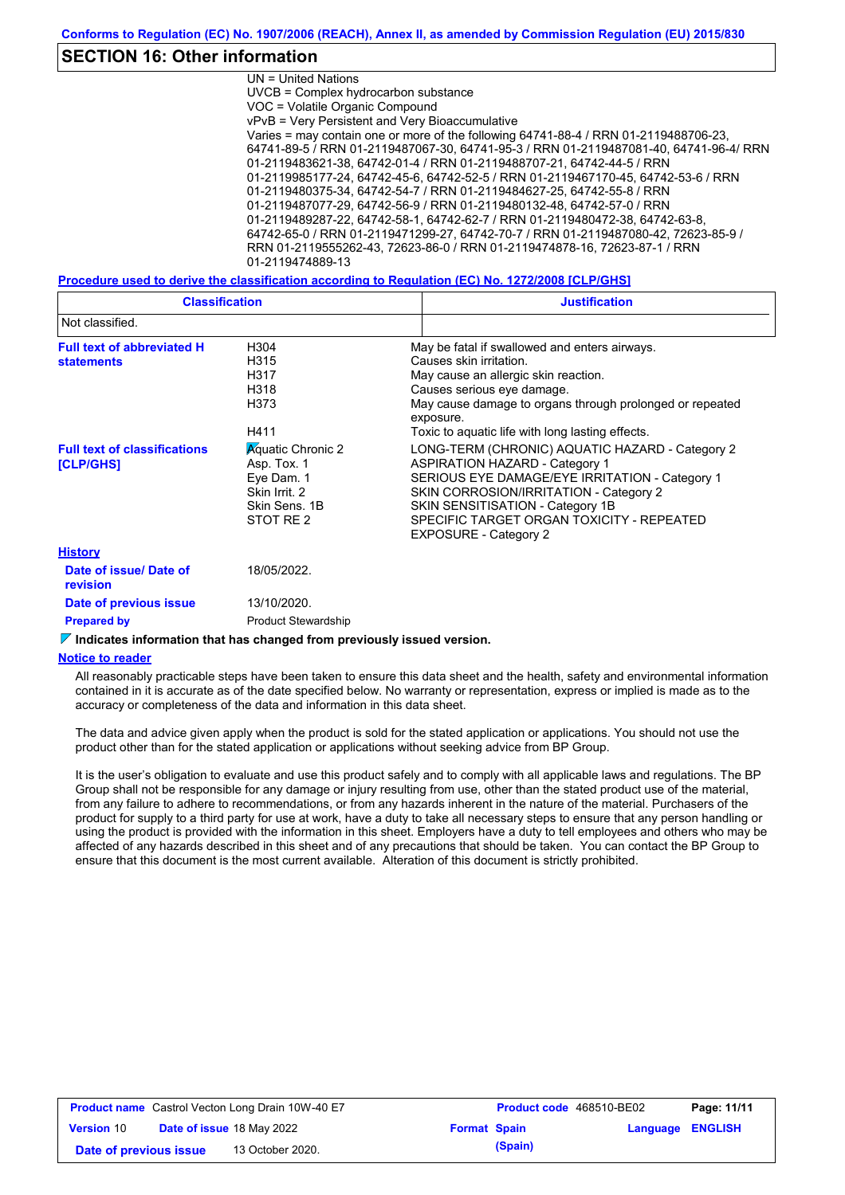## SECTION 16: Other information

UN = United Nations
UVCB = Complex hydrocarbon substance
VOC = Volatile Organic Compound
vPvB = Very Persistent and Very Bioaccumulative
Varies = may contain one or more of the following 64741-88-4 / RRN 01-2119488706-23, 64741-89-5 / RRN 01-2119487067-30, 64741-95-3 / RRN 01-2119487081-40, 64741-96-4/ RRN 01-2119483621-38, 64742-01-4 / RRN 01-2119488707-21, 64742-44-5 / RRN 01-2119985177-24, 64742-45-6, 64742-52-5 / RRN 01-2119467170-45, 64742-53-6 / RRN 01-2119480375-34, 64742-54-7 / RRN 01-2119484627-25, 64742-55-8 / RRN 01-2119487077-29, 64742-56-9 / RRN 01-2119480132-48, 64742-57-0 / RRN 01-2119489287-22, 64742-58-1, 64742-62-7 / RRN 01-2119480472-38, 64742-63-8, 64742-65-0 / RRN 01-2119471299-27, 64742-70-7 / RRN 01-2119487080-42, 72623-85-9 / RRN 01-2119555262-43, 72623-86-0 / RRN 01-2119474878-16, 72623-87-1 / RRN 01-2119474889-13

**Procedure used to derive the classification according to Regulation (EC) No. 1272/2008 [CLP/GHS]**

| Classification | Justification |
|---|---|
| Not classified. | |

**Full text of abbreviated H statements**

| | |
|---|---|
| H304 | May be fatal if swallowed and enters airways. |
| H315 | Causes skin irritation. |
| H317 | May cause an allergic skin reaction. |
| H318 | Causes serious eye damage. |
| H373 | May cause damage to organs through prolonged or repeated exposure. |
| H411 | Toxic to aquatic life with long lasting effects. |

**Full text of classifications [CLP/GHS]**

| | |
|---|---|
| Aquatic Chronic 2 | LONG-TERM (CHRONIC) AQUATIC HAZARD - Category 2 |
| Asp. Tox. 1 | ASPIRATION HAZARD - Category 1 |
| Eye Dam. 1 | SERIOUS EYE DAMAGE/EYE IRRITATION - Category 1 |
| Skin Irrit. 2 | SKIN CORROSION/IRRITATION - Category 2 |
| Skin Sens. 1B | SKIN SENSITISATION - Category 1B |
| STOT RE 2 | SPECIFIC TARGET ORGAN TOXICITY - REPEATED EXPOSURE - Category 2 |

**History**

| | |
|---|---|
| **Date of issue/ Date of revision** | 18/05/2022. |
| **Date of previous issue** | 13/10/2020. |
| **Prepared by** | Product Stewardship |

**Indicates information that has changed from previously issued version.**

**Notice to reader**

All reasonably practicable steps have been taken to ensure this data sheet and the health, safety and environmental information contained in it is accurate as of the date specified below. No warranty or representation, express or implied is made as to the accuracy or completeness of the data and information in this data sheet.

The data and advice given apply when the product is sold for the stated application or applications. You should not use the product other than for the stated application or applications without seeking advice from BP Group.

It is the user's obligation to evaluate and use this product safely and to comply with all applicable laws and regulations. The BP Group shall not be responsible for any damage or injury resulting from use, other than the stated product use of the material, from any failure to adhere to recommendations, or from any hazards inherent in the nature of the material. Purchasers of the product for supply to a third party for use at work, have a duty to take all necessary steps to ensure that any person handling or using the product is provided with the information in this sheet. Employers have a duty to tell employees and others who may be affected of any hazards described in this sheet and of any precautions that should be taken. You can contact the BP Group to ensure that this document is the most current available. Alteration of this document is strictly prohibited.